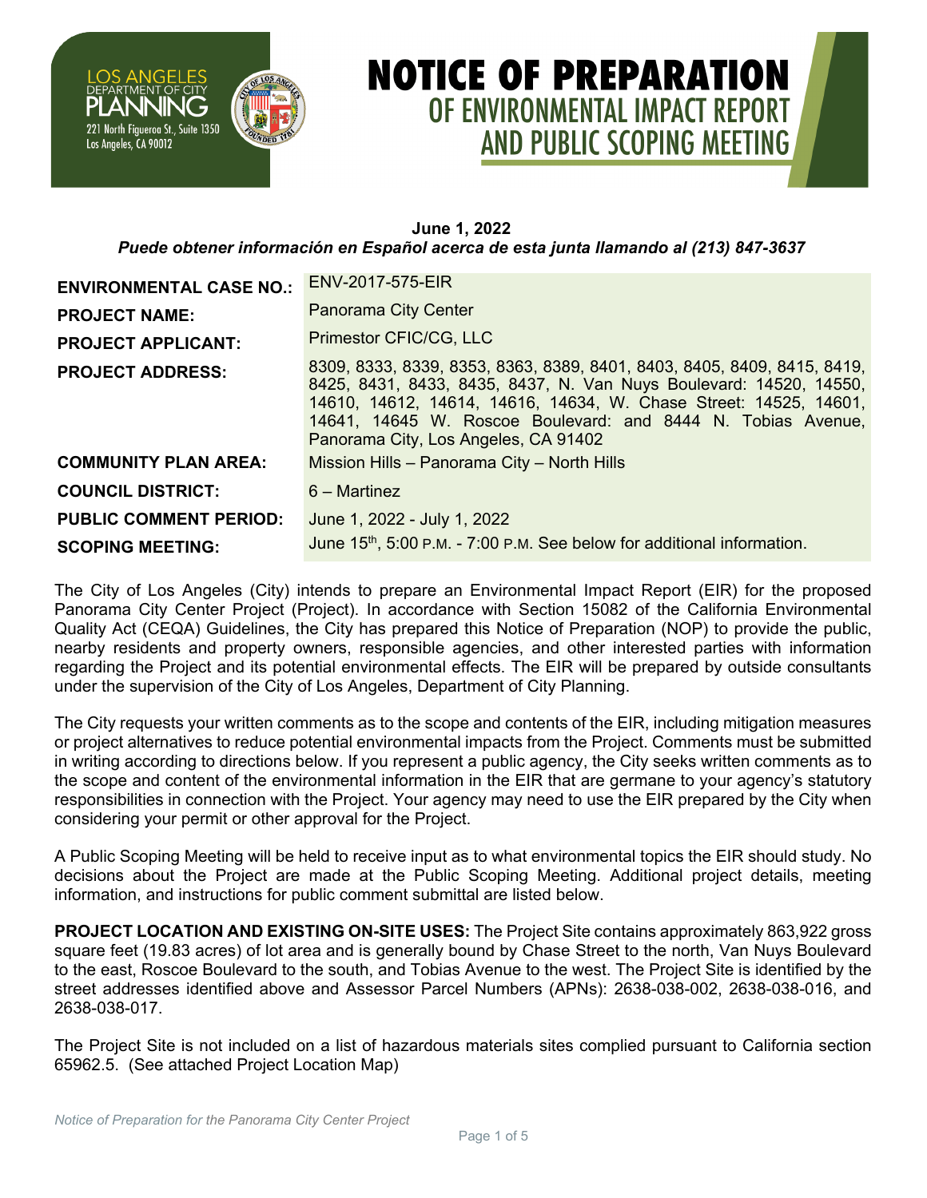LOS ANGELES DEPARTMENT OF CITY PLANNING
221 North Figueroa St., Suite 1350
Los Angeles, CA 90012

# NOTICE OF PREPARATION OF ENVIRONMENTAL IMPACT REPORT AND PUBLIC SCOPING MEETING

**June 1, 2022**

***Puede obtener información en Español acerca de esta junta llamando al (213) 847-3637***

| | |
|---|---|
| **ENVIRONMENTAL CASE NO.:** | ENV-2017-575-EIR |
| **PROJECT NAME:** | Panorama City Center |
| **PROJECT APPLICANT:** | Primestor CFIC/CG, LLC |
| **PROJECT ADDRESS:** | 8309, 8333, 8339, 8353, 8363, 8389, 8401, 8403, 8405, 8409, 8415, 8419, 8425, 8431, 8433, 8435, 8437, N. Van Nuys Boulevard: 14520, 14550, 14610, 14612, 14614, 14616, 14634, W. Chase Street: 14525, 14601, 14641, 14645 W. Roscoe Boulevard: and 8444 N. Tobias Avenue, Panorama City, Los Angeles, CA 91402 |
| **COMMUNITY PLAN AREA:** | Mission Hills – Panorama City – North Hills |
| **COUNCIL DISTRICT:** | 6 – Martinez |
| **PUBLIC COMMENT PERIOD:** | June 1, 2022 - July 1, 2022 |
| **SCOPING MEETING:** | June 15th, 5:00 P.M. - 7:00 P.M. See below for additional information. |

The City of Los Angeles (City) intends to prepare an Environmental Impact Report (EIR) for the proposed Panorama City Center Project (Project). In accordance with Section 15082 of the California Environmental Quality Act (CEQA) Guidelines, the City has prepared this Notice of Preparation (NOP) to provide the public, nearby residents and property owners, responsible agencies, and other interested parties with information regarding the Project and its potential environmental effects. The EIR will be prepared by outside consultants under the supervision of the City of Los Angeles, Department of City Planning.

The City requests your written comments as to the scope and contents of the EIR, including mitigation measures or project alternatives to reduce potential environmental impacts from the Project. Comments must be submitted in writing according to directions below. If you represent a public agency, the City seeks written comments as to the scope and content of the environmental information in the EIR that are germane to your agency's statutory responsibilities in connection with the Project. Your agency may need to use the EIR prepared by the City when considering your permit or other approval for the Project.

A Public Scoping Meeting will be held to receive input as to what environmental topics the EIR should study. No decisions about the Project are made at the Public Scoping Meeting. Additional project details, meeting information, and instructions for public comment submittal are listed below.

**PROJECT LOCATION AND EXISTING ON-SITE USES:** The Project Site contains approximately 863,922 gross square feet (19.83 acres) of lot area and is generally bound by Chase Street to the north, Van Nuys Boulevard to the east, Roscoe Boulevard to the south, and Tobias Avenue to the west. The Project Site is identified by the street addresses identified above and Assessor Parcel Numbers (APNs): 2638-038-002, 2638-038-016, and 2638-038-017.

The Project Site is not included on a list of hazardous materials sites complied pursuant to California section 65962.5. (See attached Project Location Map)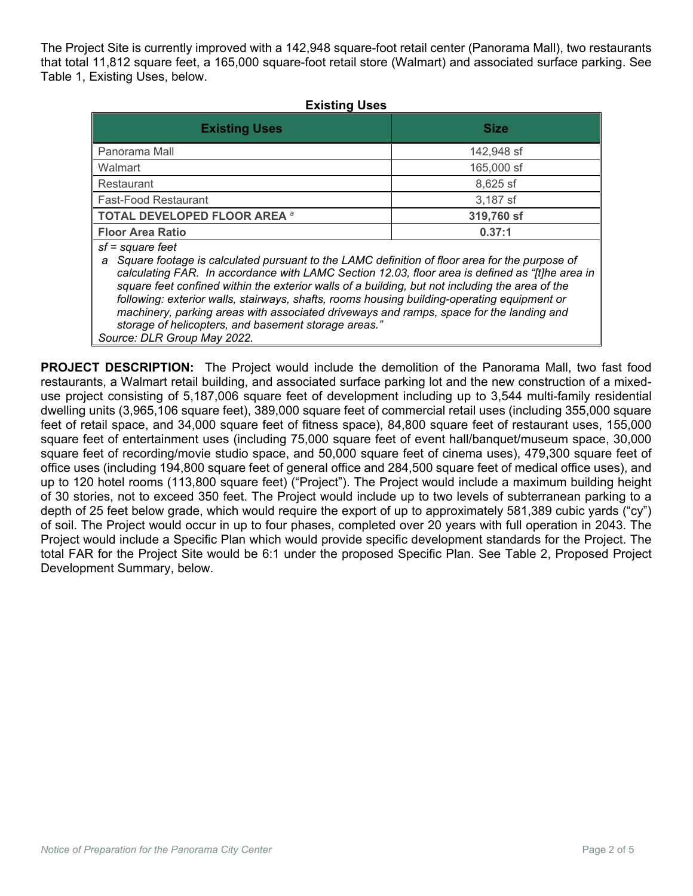The Project Site is currently improved with a 142,948 square-foot retail center (Panorama Mall), two restaurants that total 11,812 square feet, a 165,000 square-foot retail store (Walmart) and associated surface parking. See Table 1, Existing Uses, below.

**Existing Uses**

| Existing Uses | Size |
|---|---|
| Panorama Mall | 142,948 sf |
| Walmart | 165,000 sf |
| Restaurant | 8,625 sf |
| Fast-Food Restaurant | 3,187 sf |
| **TOTAL DEVELOPED FLOOR AREA** [a] | **319,760 sf** |
| **Floor Area Ratio** | **0.37:1** |

*sf = square feet*

*a Square footage is calculated pursuant to the LAMC definition of floor area for the purpose of calculating FAR. In accordance with LAMC Section 12.03, floor area is defined as "[t]he area in square feet confined within the exterior walls of a building, but not including the area of the following: exterior walls, stairways, shafts, rooms housing building-operating equipment or machinery, parking areas with associated driveways and ramps, space for the landing and storage of helicopters, and basement storage areas."*

*Source: DLR Group May 2022.*

**PROJECT DESCRIPTION:** The Project would include the demolition of the Panorama Mall, two fast food restaurants, a Walmart retail building, and associated surface parking lot and the new construction of a mixed-use project consisting of 5,187,006 square feet of development including up to 3,544 multi-family residential dwelling units (3,965,106 square feet), 389,000 square feet of commercial retail uses (including 355,000 square feet of retail space, and 34,000 square feet of fitness space), 84,800 square feet of restaurant uses, 155,000 square feet of entertainment uses (including 75,000 square feet of event hall/banquet/museum space, 30,000 square feet of recording/movie studio space, and 50,000 square feet of cinema uses), 479,300 square feet of office uses (including 194,800 square feet of general office and 284,500 square feet of medical office uses), and up to 120 hotel rooms (113,800 square feet) ("Project"). The Project would include a maximum building height of 30 stories, not to exceed 350 feet. The Project would include up to two levels of subterranean parking to a depth of 25 feet below grade, which would require the export of up to approximately 581,389 cubic yards ("cy") of soil. The Project would occur in up to four phases, completed over 20 years with full operation in 2043. The Project would include a Specific Plan which would provide specific development standards for the Project. The total FAR for the Project Site would be 6:1 under the proposed Specific Plan. See Table 2, Proposed Project Development Summary, below.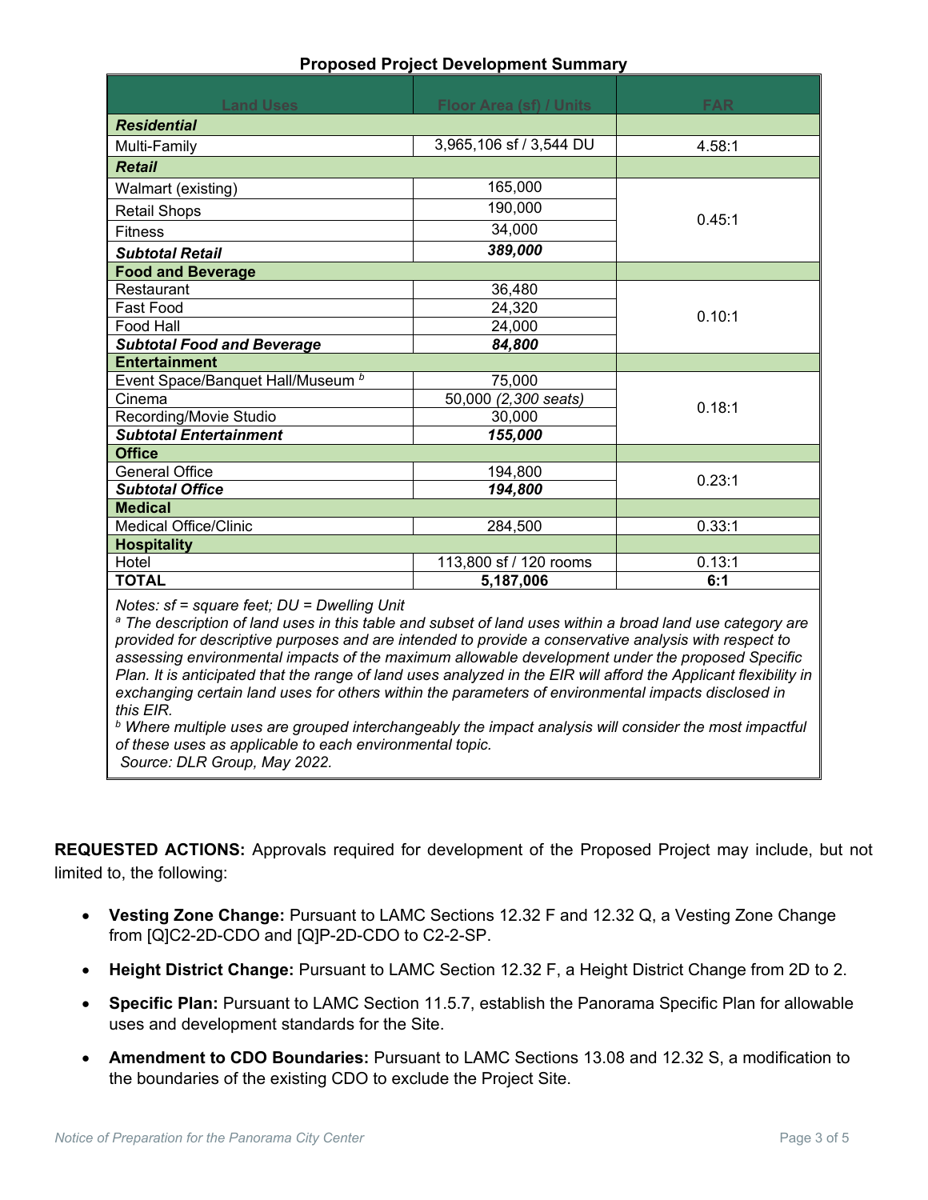**Proposed Project Development Summary**

| Land Uses | Floor Area (sf) / Units | FAR |
|---|---|---|
| ***Residential*** | | |
| Multi-Family | 3,965,106 sf / 3,544 DU | 4.58:1 |
| ***Retail*** | | |
| Walmart (existing) | 165,000 | 0.45:1 |
| Retail Shops | 190,000 | |
| Fitness | 34,000 | |
| ***Subtotal Retail*** | ***389,000*** | |
| **Food and Beverage** | | |
| Restaurant | 36,480 | 0.10:1 |
| Fast Food | 24,320 | |
| Food Hall | 24,000 | |
| ***Subtotal Food and Beverage*** | ***84,800*** | |
| **Entertainment** | | |
| Event Space/Banquet Hall/Museum [b] | 75,000 | 0.18:1 |
| Cinema | 50,000 *(2,300 seats)* | |
| Recording/Movie Studio | 30,000 | |
| ***Subtotal Entertainment*** | ***155,000*** | |
| **Office** | | |
| General Office | 194,800 | 0.23:1 |
| ***Subtotal Office*** | ***194,800*** | |
| **Medical** | | |
| Medical Office/Clinic | 284,500 | 0.33:1 |
| **Hospitality** | | |
| Hotel | 113,800 sf / 120 rooms | 0.13:1 |
| **TOTAL** | **5,187,006** | **6:1** |

*Notes: sf = square feet; DU = Dwelling Unit*

*[a] The description of land uses in this table and subset of land uses within a broad land use category are provided for descriptive purposes and are intended to provide a conservative analysis with respect to assessing environmental impacts of the maximum allowable development under the proposed Specific Plan. It is anticipated that the range of land uses analyzed in the EIR will afford the Applicant flexibility in exchanging certain land uses for others within the parameters of environmental impacts disclosed in this EIR.*

*[b] Where multiple uses are grouped interchangeably the impact analysis will consider the most impactful of these uses as applicable to each environmental topic.*

*Source: DLR Group, May 2022.*

**REQUESTED ACTIONS:** Approvals required for development of the Proposed Project may include, but not limited to, the following:

- **Vesting Zone Change:** Pursuant to LAMC Sections 12.32 F and 12.32 Q, a Vesting Zone Change from [Q]C2-2D-CDO and [Q]P-2D-CDO to C2-2-SP.
- **Height District Change:** Pursuant to LAMC Section 12.32 F, a Height District Change from 2D to 2.
- **Specific Plan:** Pursuant to LAMC Section 11.5.7, establish the Panorama Specific Plan for allowable uses and development standards for the Site.
- **Amendment to CDO Boundaries:** Pursuant to LAMC Sections 13.08 and 12.32 S, a modification to the boundaries of the existing CDO to exclude the Project Site.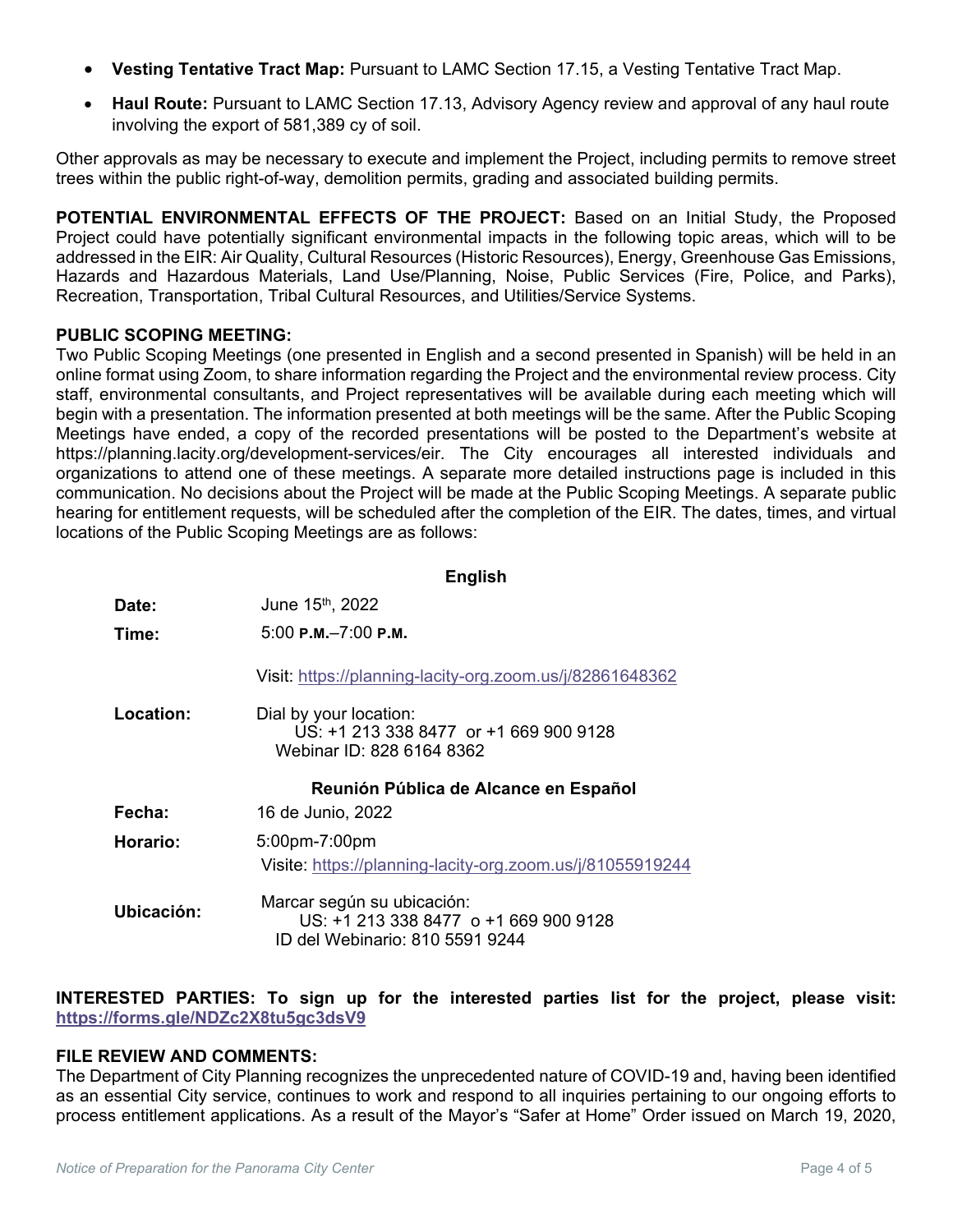- **Vesting Tentative Tract Map:** Pursuant to LAMC Section 17.15, a Vesting Tentative Tract Map.
- **Haul Route:** Pursuant to LAMC Section 17.13, Advisory Agency review and approval of any haul route involving the export of 581,389 cy of soil.

Other approvals as may be necessary to execute and implement the Project, including permits to remove street trees within the public right-of-way, demolition permits, grading and associated building permits.

**POTENTIAL ENVIRONMENTAL EFFECTS OF THE PROJECT:** Based on an Initial Study, the Proposed Project could have potentially significant environmental impacts in the following topic areas, which will to be addressed in the EIR: Air Quality, Cultural Resources (Historic Resources), Energy, Greenhouse Gas Emissions, Hazards and Hazardous Materials, Land Use/Planning, Noise, Public Services (Fire, Police, and Parks), Recreation, Transportation, Tribal Cultural Resources, and Utilities/Service Systems.

**PUBLIC SCOPING MEETING:**
Two Public Scoping Meetings (one presented in English and a second presented in Spanish) will be held in an online format using Zoom, to share information regarding the Project and the environmental review process. City staff, environmental consultants, and Project representatives will be available during each meeting which will begin with a presentation. The information presented at both meetings will be the same. After the Public Scoping Meetings have ended, a copy of the recorded presentations will be posted to the Department's website at https://planning.lacity.org/development-services/eir. The City encourages all interested individuals and organizations to attend one of these meetings. A separate more detailed instructions page is included in this communication. No decisions about the Project will be made at the Public Scoping Meetings. A separate public hearing for entitlement requests, will be scheduled after the completion of the EIR. The dates, times, and virtual locations of the Public Scoping Meetings are as follows:

**English**

**Date:** June 15th, 2022

**Time:** 5:00 P.M.–7:00 P.M.

**Location:** Visit: https://planning-lacity-org.zoom.us/j/82861648362

Dial by your location:
US: +1 213 338 8477 or +1 669 900 9128
Webinar ID: 828 6164 8362

**Reunión Pública de Alcance en Español**

**Fecha:** 16 de Junio, 2022

**Horario:** 5:00pm-7:00pm

**Ubicación:** Visite: https://planning-lacity-org.zoom.us/j/81055919244

Marcar según su ubicación:
US: +1 213 338 8477 o +1 669 900 9128
ID del Webinario: 810 5591 9244

**INTERESTED PARTIES: To sign up for the interested parties list for the project, please visit: https://forms.gle/NDZc2X8tu5gc3dsV9**

**FILE REVIEW AND COMMENTS:**
The Department of City Planning recognizes the unprecedented nature of COVID-19 and, having been identified as an essential City service, continues to work and respond to all inquiries pertaining to our ongoing efforts to process entitlement applications. As a result of the Mayor's "Safer at Home" Order issued on March 19, 2020,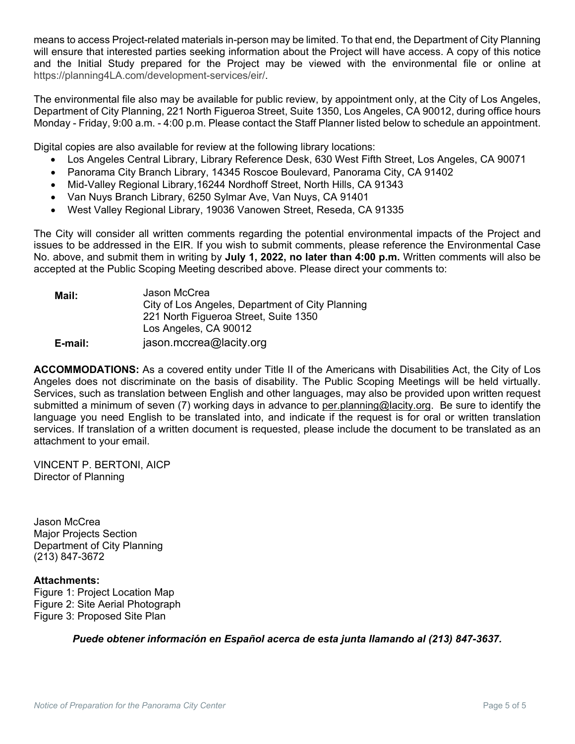means to access Project-related materials in-person may be limited. To that end, the Department of City Planning will ensure that interested parties seeking information about the Project will have access. A copy of this notice and the Initial Study prepared for the Project may be viewed with the environmental file or online at https://planning4LA.com/development-services/eir/.

The environmental file also may be available for public review, by appointment only, at the City of Los Angeles, Department of City Planning, 221 North Figueroa Street, Suite 1350, Los Angeles, CA 90012, during office hours Monday - Friday, 9:00 a.m. - 4:00 p.m. Please contact the Staff Planner listed below to schedule an appointment.

Digital copies are also available for review at the following library locations:

- Los Angeles Central Library, Library Reference Desk, 630 West Fifth Street, Los Angeles, CA 90071
- Panorama City Branch Library, 14345 Roscoe Boulevard, Panorama City, CA 91402
- Mid-Valley Regional Library,16244 Nordhoff Street, North Hills, CA 91343
- Van Nuys Branch Library, 6250 Sylmar Ave, Van Nuys, CA 91401
- West Valley Regional Library, 19036 Vanowen Street, Reseda, CA 91335

The City will consider all written comments regarding the potential environmental impacts of the Project and issues to be addressed in the EIR. If you wish to submit comments, please reference the Environmental Case No. above, and submit them in writing by **July 1, 2022, no later than 4:00 p.m.** Written comments will also be accepted at the Public Scoping Meeting described above. Please direct your comments to:

**Mail:** Jason McCrea
City of Los Angeles, Department of City Planning
221 North Figueroa Street, Suite 1350
Los Angeles, CA 90012

**E-mail:** jason.mccrea@lacity.org

**ACCOMMODATIONS:** As a covered entity under Title II of the Americans with Disabilities Act, the City of Los Angeles does not discriminate on the basis of disability. The Public Scoping Meetings will be held virtually. Services, such as translation between English and other languages, may also be provided upon written request submitted a minimum of seven (7) working days in advance to per.planning@lacity.org. Be sure to identify the language you need English to be translated into, and indicate if the request is for oral or written translation services. If translation of a written document is requested, please include the document to be translated as an attachment to your email.

VINCENT P. BERTONI, AICP
Director of Planning

Jason McCrea
Major Projects Section
Department of City Planning
(213) 847-3672

**Attachments:**
Figure 1: Project Location Map
Figure 2: Site Aerial Photograph
Figure 3: Proposed Site Plan

***Puede obtener información en Español acerca de esta junta llamando al (213) 847-3637.***